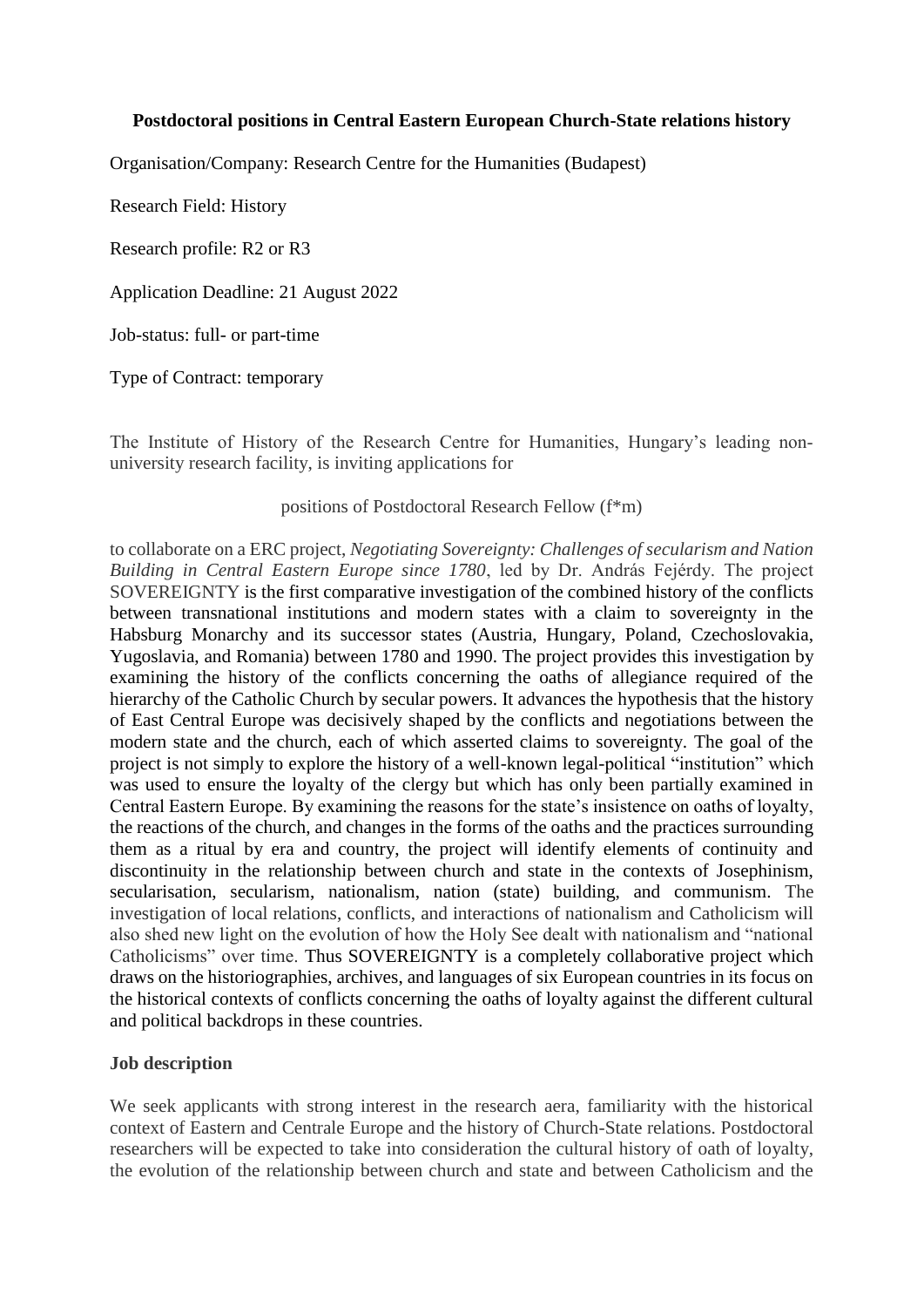**Postdoctoral positions in Central Eastern European Church-State relations history**

Organisation/Company: Research Centre for the Humanities (Budapest)

Research Field: History

Research profile: R2 or R3

Application Deadline: 21 August 2022

Job-status: full- or part-time

Type of Contract: temporary

The Institute of History of the Research Centre for Humanities, Hungary's leading non-university research facility, is inviting applications for

positions of Postdoctoral Research Fellow (f*m)

to collaborate on a ERC project, *Negotiating Sovereignty: Challenges of secularism and Nation Building in Central Eastern Europe since 1780*, led by Dr. András Fejérdy. The project SOVEREIGNTY is the first comparative investigation of the combined history of the conflicts between transnational institutions and modern states with a claim to sovereignty in the Habsburg Monarchy and its successor states (Austria, Hungary, Poland, Czechoslovakia, Yugoslavia, and Romania) between 1780 and 1990. The project provides this investigation by examining the history of the conflicts concerning the oaths of allegiance required of the hierarchy of the Catholic Church by secular powers. It advances the hypothesis that the history of East Central Europe was decisively shaped by the conflicts and negotiations between the modern state and the church, each of which asserted claims to sovereignty. The goal of the project is not simply to explore the history of a well-known legal-political "institution" which was used to ensure the loyalty of the clergy but which has only been partially examined in Central Eastern Europe. By examining the reasons for the state's insistence on oaths of loyalty, the reactions of the church, and changes in the forms of the oaths and the practices surrounding them as a ritual by era and country, the project will identify elements of continuity and discontinuity in the relationship between church and state in the contexts of Josephinism, secularisation, secularism, nationalism, nation (state) building, and communism. The investigation of local relations, conflicts, and interactions of nationalism and Catholicism will also shed new light on the evolution of how the Holy See dealt with nationalism and "national Catholicisms" over time. Thus SOVEREIGNTY is a completely collaborative project which draws on the historiographies, archives, and languages of six European countries in its focus on the historical contexts of conflicts concerning the oaths of loyalty against the different cultural and political backdrops in these countries.

**Job description**

We seek applicants with strong interest in the research aera, familiarity with the historical context of Eastern and Centrale Europe and the history of Church-State relations. Postdoctoral researchers will be expected to take into consideration the cultural history of oath of loyalty, the evolution of the relationship between church and state and between Catholicism and the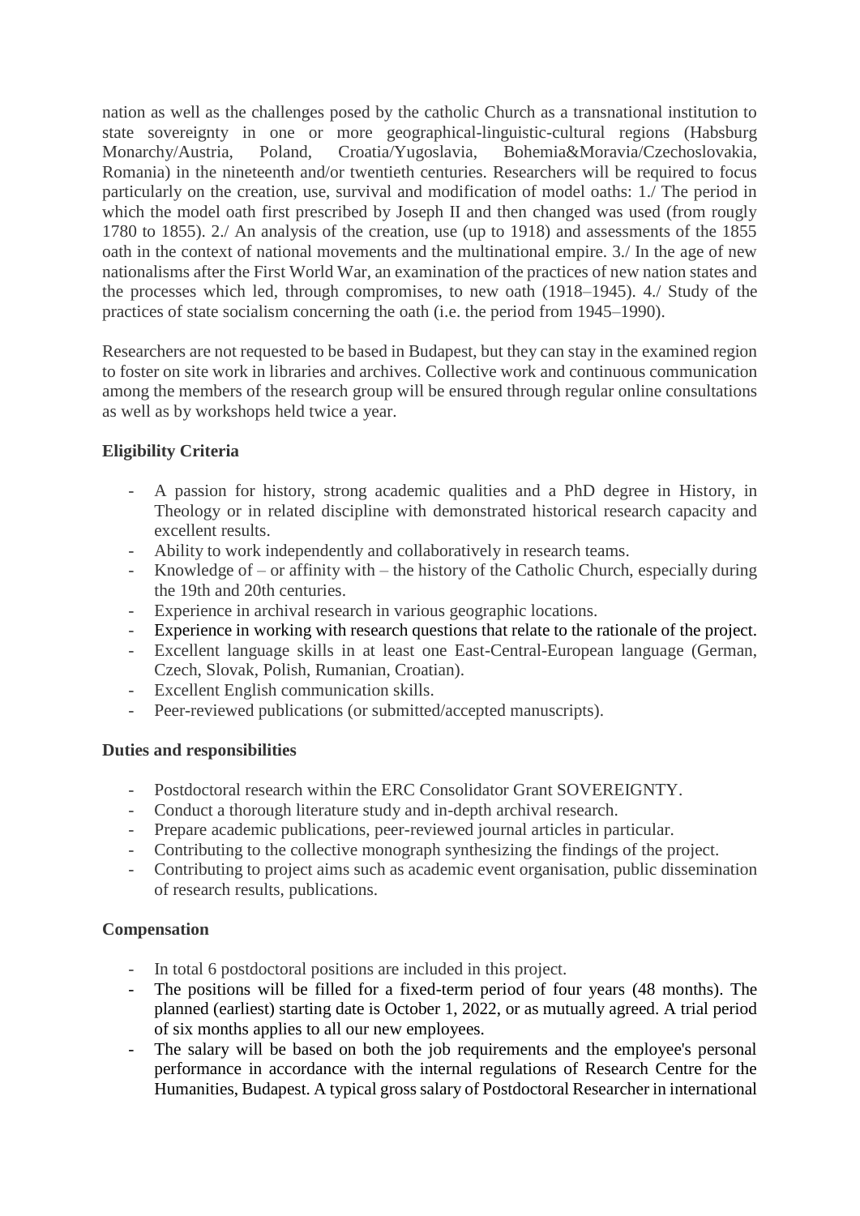nation as well as the challenges posed by the catholic Church as a transnational institution to state sovereignty in one or more geographical-linguistic-cultural regions (Habsburg Monarchy/Austria, Poland, Croatia/Yugoslavia, Bohemia&Moravia/Czechoslovakia, Romania) in the nineteenth and/or twentieth centuries. Researchers will be required to focus particularly on the creation, use, survival and modification of model oaths: 1./ The period in which the model oath first prescribed by Joseph II and then changed was used (from rougly 1780 to 1855). 2./ An analysis of the creation, use (up to 1918) and assessments of the 1855 oath in the context of national movements and the multinational empire. 3./ In the age of new nationalisms after the First World War, an examination of the practices of new nation states and the processes which led, through compromises, to new oath (1918–1945). 4./ Study of the practices of state socialism concerning the oath (i.e. the period from 1945–1990).

Researchers are not requested to be based in Budapest, but they can stay in the examined region to foster on site work in libraries and archives. Collective work and continuous communication among the members of the research group will be ensured through regular online consultations as well as by workshops held twice a year.

**Eligibility Criteria**

- A passion for history, strong academic qualities and a PhD degree in History, in Theology or in related discipline with demonstrated historical research capacity and excellent results.
- Ability to work independently and collaboratively in research teams.
- Knowledge of – or affinity with – the history of the Catholic Church, especially during the 19th and 20th centuries.
- Experience in archival research in various geographic locations.
- Experience in working with research questions that relate to the rationale of the project.
- Excellent language skills in at least one East-Central-European language (German, Czech, Slovak, Polish, Rumanian, Croatian).
- Excellent English communication skills.
- Peer-reviewed publications (or submitted/accepted manuscripts).

**Duties and responsibilities**

- Postdoctoral research within the ERC Consolidator Grant SOVEREIGNTY.
- Conduct a thorough literature study and in-depth archival research.
- Prepare academic publications, peer-reviewed journal articles in particular.
- Contributing to the collective monograph synthesizing the findings of the project.
- Contributing to project aims such as academic event organisation, public dissemination of research results, publications.

**Compensation**

- In total 6 postdoctoral positions are included in this project.
- The positions will be filled for a fixed-term period of four years (48 months). The planned (earliest) starting date is October 1, 2022, or as mutually agreed. A trial period of six months applies to all our new employees.
- The salary will be based on both the job requirements and the employee's personal performance in accordance with the internal regulations of Research Centre for the Humanities, Budapest. A typical gross salary of Postdoctoral Researcher in international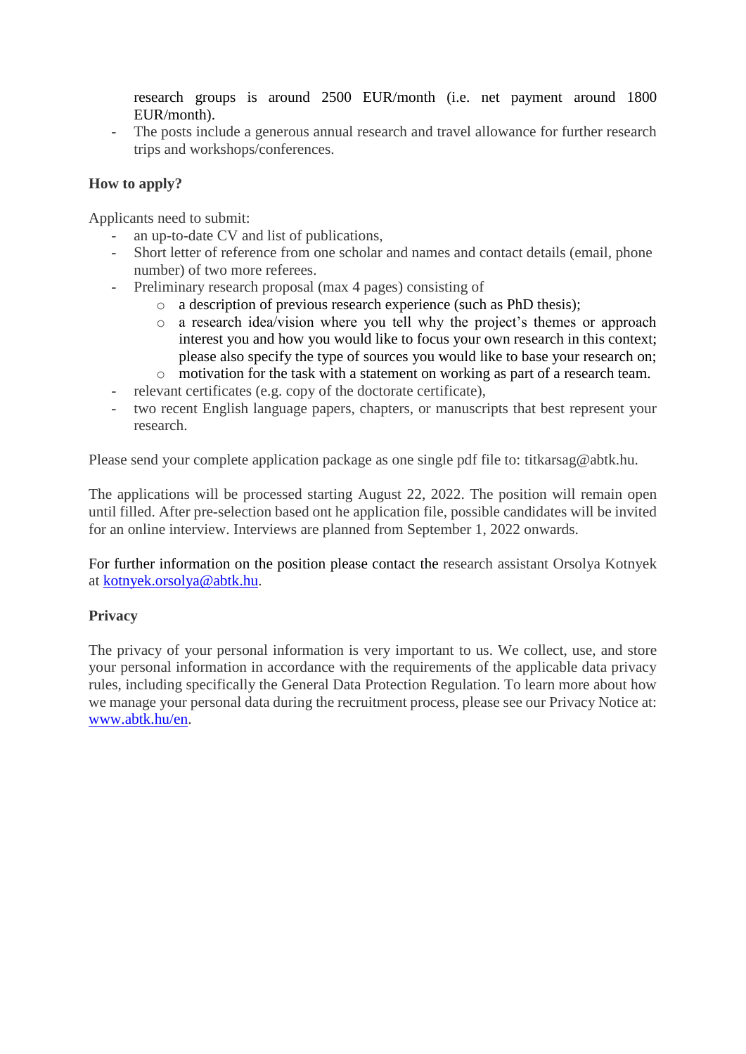research groups is around 2500 EUR/month (i.e. net payment around 1800 EUR/month).
- The posts include a generous annual research and travel allowance for further research trips and workshops/conferences.

**How to apply?**

Applicants need to submit:
- an up-to-date CV and list of publications,
- Short letter of reference from one scholar and names and contact details (email, phone number) of two more referees.
- Preliminary research proposal (max 4 pages) consisting of
  - a description of previous research experience (such as PhD thesis);
  - a research idea/vision where you tell why the project's themes or approach interest you and how you would like to focus your own research in this context; please also specify the type of sources you would like to base your research on;
  - motivation for the task with a statement on working as part of a research team.
- relevant certificates (e.g. copy of the doctorate certificate),
- two recent English language papers, chapters, or manuscripts that best represent your research.

Please send your complete application package as one single pdf file to: titkarsag@abtk.hu.

The applications will be processed starting August 22, 2022. The position will remain open until filled. After pre-selection based ont he application file, possible candidates will be invited for an online interview. Interviews are planned from September 1, 2022 onwards.

For further information on the position please contact the research assistant Orsolya Kotnyek at kotnyek.orsolya@abtk.hu.

**Privacy**

The privacy of your personal information is very important to us. We collect, use, and store your personal information in accordance with the requirements of the applicable data privacy rules, including specifically the General Data Protection Regulation. To learn more about how we manage your personal data during the recruitment process, please see our Privacy Notice at: www.abtk.hu/en.